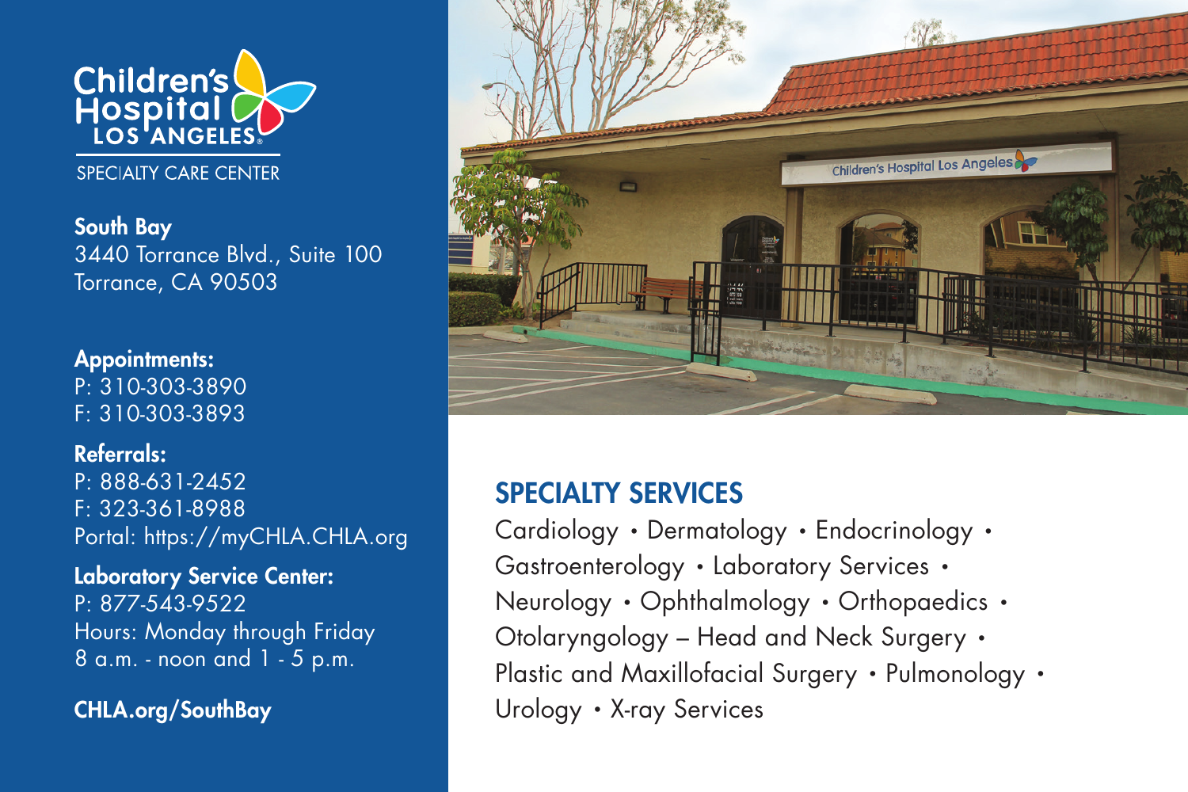# Children's Hospital Los Angeles

SPECIALTY CARE CENTER

**South Bay**
3440 Torrance Blvd., Suite 100
Torrance, CA 90503

**Appointments:**
P: 310-303-3890
F: 310-303-3893

**Referrals:**
P: 888-631-2452
F: 323-361-8988
Portal: https://myCHLA.CHLA.org

**Laboratory Service Center:**
P: 877-543-9522
Hours: Monday through Friday
8 a.m. - noon and 1 - 5 p.m.

**CHLA.org/SouthBay**

## SPECIALTY SERVICES

Cardiology • Dermatology • Endocrinology • Gastroenterology • Laboratory Services • Neurology • Ophthalmology • Orthopaedics • Otolaryngology – Head and Neck Surgery • Plastic and Maxillofacial Surgery • Pulmonology • Urology • X-ray Services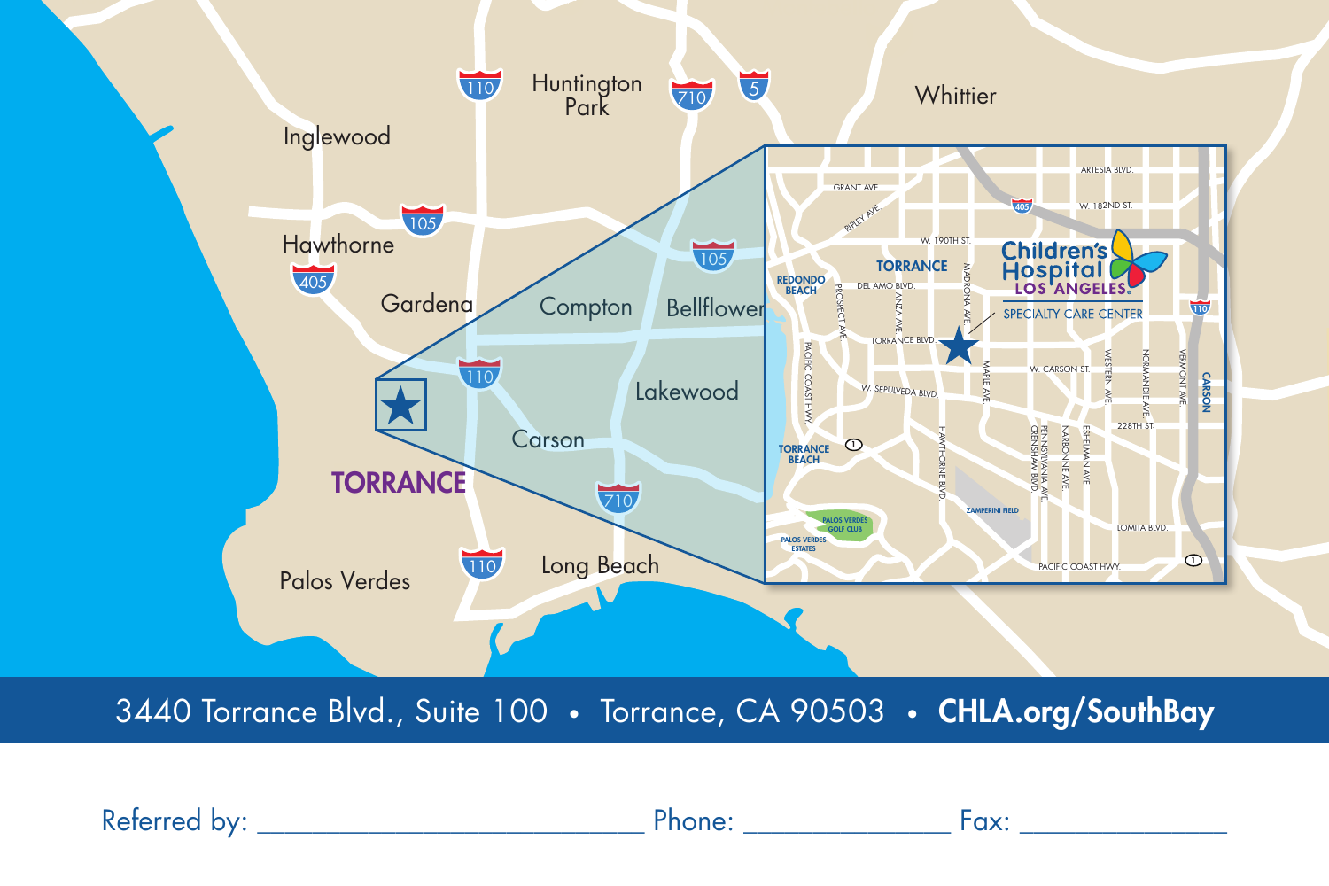Inglewood

Huntington Park

Whittier

Hawthorne

Gardena

Compton

Bellflower

Lakewood

Carson

TORRANCE

Palos Verdes

Long Beach

110 710 5 105 405 110 105 110 710 110

GRANT AVE.

RIPLEY AVE.

ARTESIA BLVD.

W. 182ND ST.

W. 190TH ST.

TORRANCE

REDONDO BEACH

DEL AMO BLVD.

TORRANCE BLVD.

W. CARSON ST.

W. SEPULVEDA BLVD.

228TH ST.

TORRANCE BEACH

PALOS VERDES GOLF CLUB

PALOS VERDES ESTATES

ZAMPERINI FIELD

LOMITA BLVD.

PACIFIC COAST HWY.

PROSPECT AVE.

PACIFIC COAST HWY.

ANZA AVE.

MADRONA AVE.

MAPLE AVE.

HAWTHORNE BLVD.

CRENSHAW BLVD.

PENNSYLVANIA AVE.

NARBONNE AVE.

ESHELMAN AVE.

WESTERN AVE.

NORMANDIE AVE.

VERMONT AVE.

CARSON

Children's Hospital LOS ANGELES.

SPECIALTY CARE CENTER

3440 Torrance Blvd., Suite 100 • Torrance, CA 90503 • **CHLA.org/SouthBay**

Referred by: ____________________________ Phone: _______________ Fax: _______________